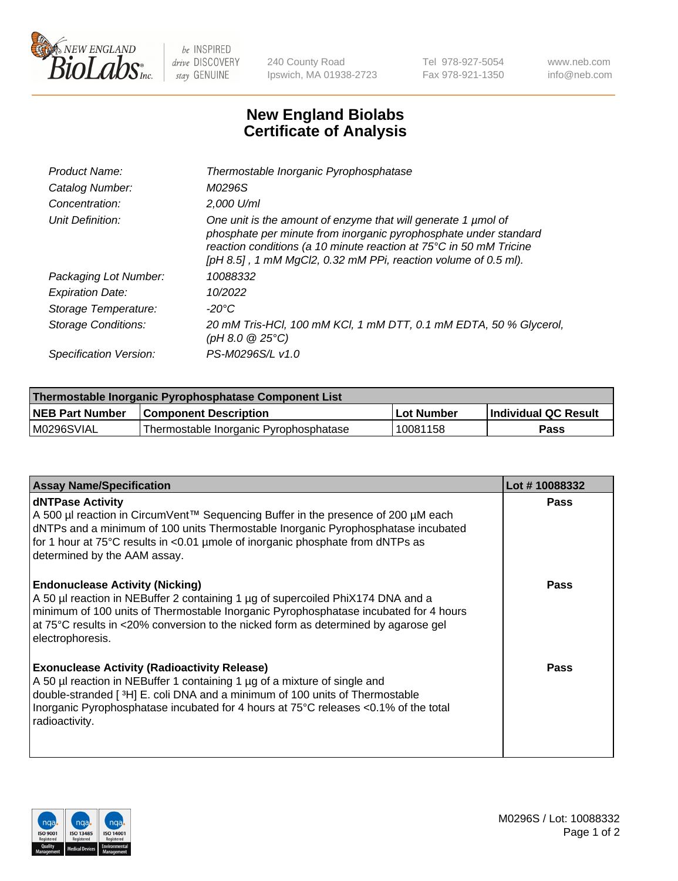# New England Biolabs Certificate of Analysis

| | |
|---|---|
| *Product Name:* | *Thermostable Inorganic Pyrophosphatase* |
| *Catalog Number:* | *M0296S* |
| *Concentration:* | *2,000 U/ml* |
| *Unit Definition:* | *One unit is the amount of enzyme that will generate 1 µmol of phosphate per minute from inorganic pyrophosphate under standard reaction conditions (a 10 minute reaction at 75°C in 50 mM Tricine [pH 8.5] , 1 mM MgCl2, 0.32 mM PPi, reaction volume of 0.5 ml).* |
| *Packaging Lot Number:* | *10088332* |
| *Expiration Date:* | *10/2022* |
| *Storage Temperature:* | *-20°C* |
| *Storage Conditions:* | *20 mM Tris-HCl, 100 mM KCl, 1 mM DTT, 0.1 mM EDTA, 50 % Glycerol, (pH 8.0 @ 25°C)* |
| *Specification Version:* | *PS-M0296S/L v1.0* |

| Thermostable Inorganic Pyrophosphatase Component List | | | |
|---|---|---|---|
| **NEB Part Number** | **Component Description** | **Lot Number** | **Individual QC Result** |
| M0296SVIAL | Thermostable Inorganic Pyrophosphatase | 10081158 | **Pass** |

| Assay Name/Specification | Lot # 10088332 |
|---|---|
| **dNTPase Activity**<br>A 500 µl reaction in CircumVent™ Sequencing Buffer in the presence of 200 µM each dNTPs and a minimum of 100 units Thermostable Inorganic Pyrophosphatase incubated for 1 hour at 75°C results in <0.01 µmole of inorganic phosphate from dNTPs as determined by the AAM assay. | **Pass** |
| **Endonuclease Activity (Nicking)**<br>A 50 µl reaction in NEBuffer 2 containing 1 µg of supercoiled PhiX174 DNA and a minimum of 100 units of Thermostable Inorganic Pyrophosphatase incubated for 4 hours at 75°C results in <20% conversion to the nicked form as determined by agarose gel electrophoresis. | **Pass** |
| **Exonuclease Activity (Radioactivity Release)**<br>A 50 µl reaction in NEBuffer 1 containing 1 µg of a mixture of single and double-stranded [ $^{3}$H] E. coli DNA and a minimum of 100 units of Thermostable Inorganic Pyrophosphatase incubated for 4 hours at 75°C releases <0.1% of the total radioactivity. | **Pass** |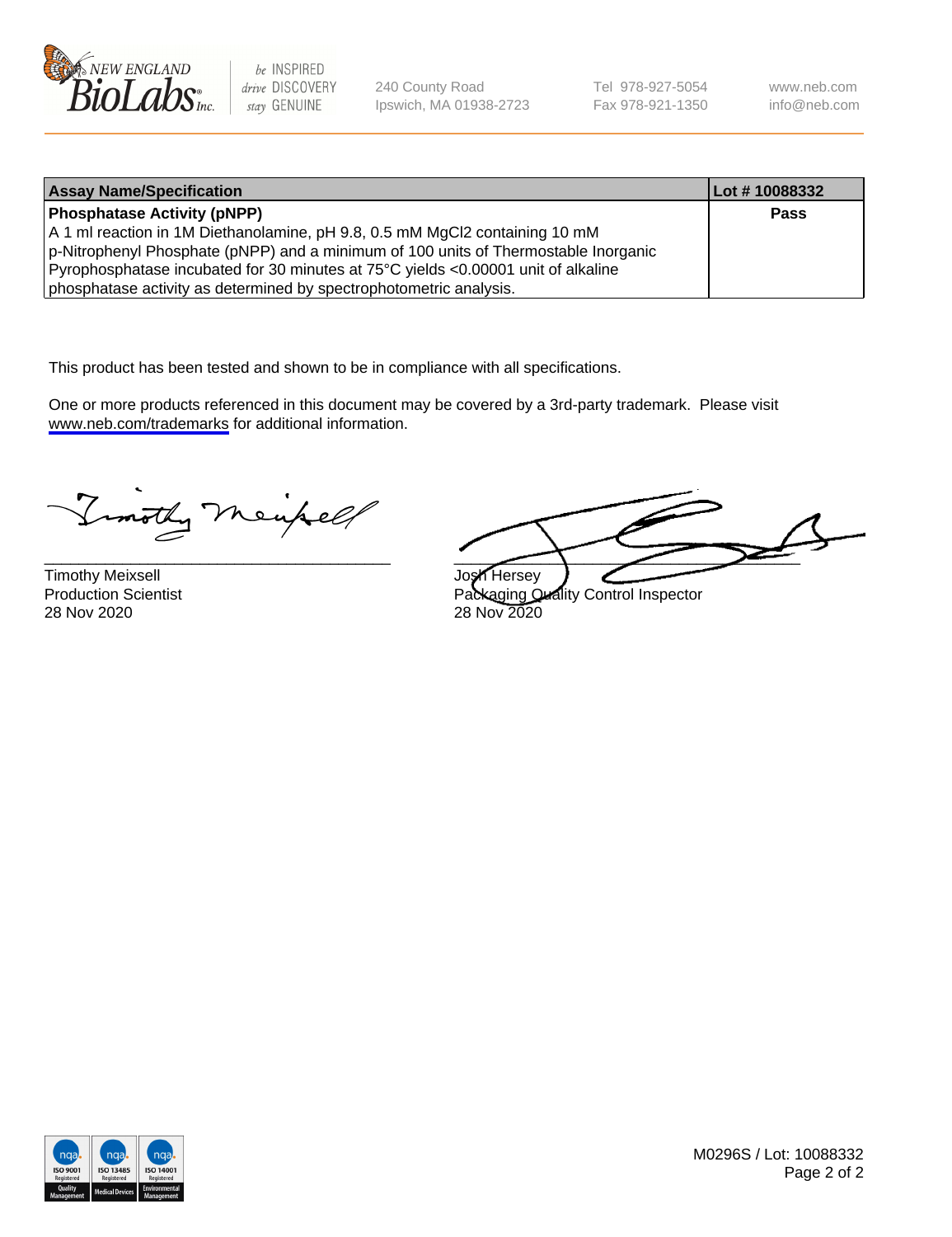NEW ENGLAND BioLabs Inc. — be INSPIRED drive DISCOVERY stay GENUINE

240 County Road
Ipswich, MA 01938-2723

Tel 978-927-5054
Fax 978-921-1350

www.neb.com
info@neb.com

| Assay Name/Specification | Lot # 10088332 |
|---|---|
| **Phosphatase Activity (pNPP)**<br>A 1 ml reaction in 1M Diethanolamine, pH 9.8, 0.5 mM $MgCl_2$ containing 10 mM p-Nitrophenyl Phosphate (pNPP) and a minimum of 100 units of Thermostable Inorganic Pyrophosphatase incubated for 30 minutes at 75°C yields <0.00001 unit of alkaline phosphatase activity as determined by spectrophotometric analysis. | **Pass** |

This product has been tested and shown to be in compliance with all specifications.

One or more products referenced in this document may be covered by a 3rd-party trademark. Please visit www.neb.com/trademarks for additional information.

Timothy Meixsell
Production Scientist
28 Nov 2020

Josh Hersey
Packaging Quality Control Inspector
28 Nov 2020

M0296S / Lot: 10088332